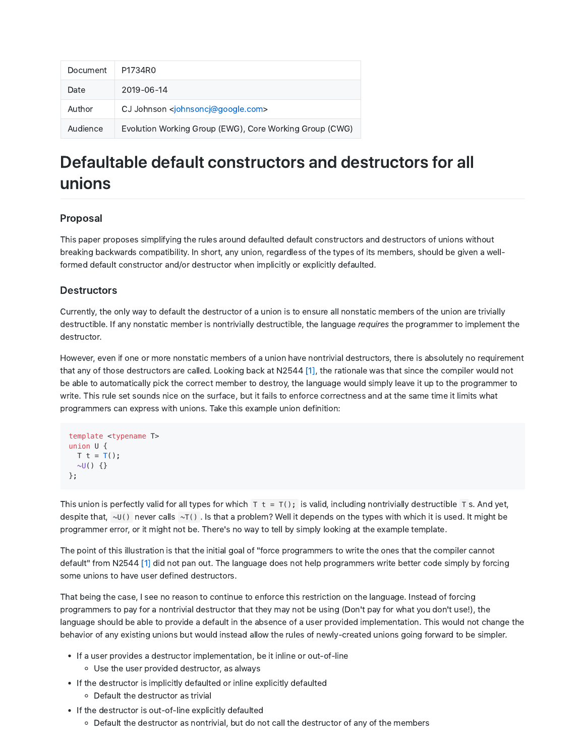| Document | P1734R0 |
| --- | --- |
| Date | 2019-06-14 |
| Author | CJ Johnson <johnsoncj@google.com> |
| Audience | Evolution Working Group (EWG), Core Working Group (CWG) |

# Defaultable default constructors and destructors for all unions

### Proposal

This paper proposes simplifying the rules around defaulted default constructors and destructors of unions without breaking backwards compatibility. In short, any union, regardless of the types of its members, should be given a well-formed default constructor and/or destructor when implicitly or explicitly defaulted.

### Destructors

Currently, the only way to default the destructor of a union is to ensure all nonstatic members of the union are trivially destructible. If any nonstatic member is nontrivially destructible, the language *requires* the programmer to implement the destructor.

However, even if one or more nonstatic members of a union have nontrivial destructors, there is absolutely no requirement that any of those destructors are called. Looking back at N2544 [1], the rationale was that since the compiler would not be able to automatically pick the correct member to destroy, the language would simply leave it up to the programmer to write. This rule set sounds nice on the surface, but it fails to enforce correctness and at the same time it limits what programmers can express with unions. Take this example union definition:

```
template <typename T>
union U {
  T t = T();
  ~U() {}
};
```

This union is perfectly valid for all types for which `T t = T();` is valid, including nontrivially destructible `T`s. And yet, despite that, `~U()` never calls `~T()`. Is that a problem? Well it depends on the types with which it is used. It might be programmer error, or it might not be. There's no way to tell by simply looking at the example template.

The point of this illustration is that the initial goal of "force programmers to write the ones that the compiler cannot default" from N2544 [1] did not pan out. The language does not help programmers write better code simply by forcing some unions to have user defined destructors.

That being the case, I see no reason to continue to enforce this restriction on the language. Instead of forcing programmers to pay for a nontrivial destructor that they may not be using (Don't pay for what you don't use!), the language should be able to provide a default in the absence of a user provided implementation. This would not change the behavior of any existing unions but would instead allow the rules of newly-created unions going forward to be simpler.

- If a user provides a destructor implementation, be it inline or out-of-line
  - Use the user provided destructor, as always
- If the destructor is implicitly defaulted or inline explicitly defaulted
  - Default the destructor as trivial
- If the destructor is out-of-line explicitly defaulted
  - Default the destructor as nontrivial, but do not call the destructor of any of the members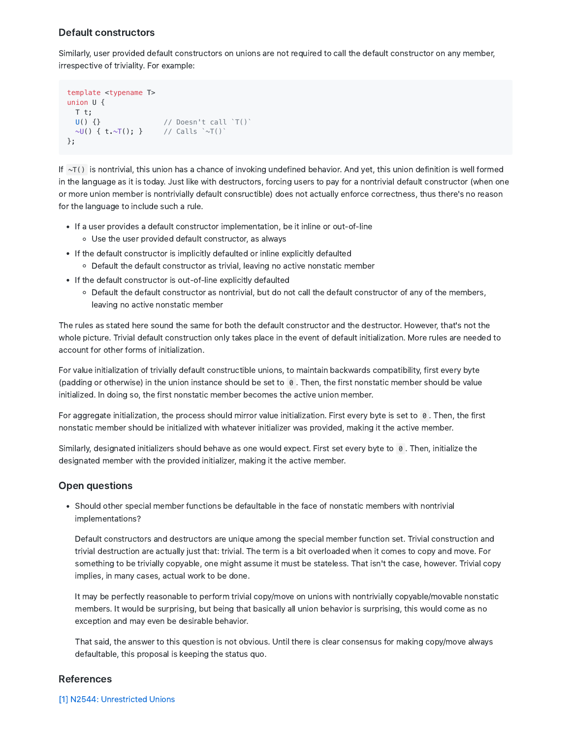### Default constructors

Similarly, user provided default constructors on unions are not required to call the default constructor on any member, irrespective of triviality. For example:

```
template <typename T>
union U {
  T t;
  U() {}               // Doesn't call `T()`
  ~U() { t.~T(); }     // Calls `~T()`
};
```

If `~T()` is nontrivial, this union has a chance of invoking undefined behavior. And yet, this union definition is well formed in the language as it is today. Just like with destructors, forcing users to pay for a nontrivial default constructor (when one or more union member is nontrivially default consructible) does not actually enforce correctness, thus there's no reason for the language to include such a rule.

- If a user provides a default constructor implementation, be it inline or out-of-line
  - Use the user provided default constructor, as always
- If the default constructor is implicitly defaulted or inline explicitly defaulted
  - Default the default constructor as trivial, leaving no active nonstatic member
- If the default constructor is out-of-line explicitly defaulted
  - Default the default constructor as nontrivial, but do not call the default constructor of any of the members, leaving no active nonstatic member

The rules as stated here sound the same for both the default constructor and the destructor. However, that's not the whole picture. Trivial default construction only takes place in the event of default initialization. More rules are needed to account for other forms of initialization.

For value initialization of trivially default constructible unions, to maintain backwards compatibility, first every byte (padding or otherwise) in the union instance should be set to `0`. Then, the first nonstatic member should be value initialized. In doing so, the first nonstatic member becomes the active union member.

For aggregate initialization, the process should mirror value initialization. First every byte is set to `0`. Then, the first nonstatic member should be initialized with whatever initializer was provided, making it the active member.

Similarly, designated initializers should behave as one would expect. First set every byte to `0`. Then, initialize the designated member with the provided initializer, making it the active member.

### Open questions

- Should other special member functions be defaultable in the face of nonstatic members with nontrivial implementations?

  Default constructors and destructors are unique among the special member function set. Trivial construction and trivial destruction are actually just that: trivial. The term is a bit overloaded when it comes to copy and move. For something to be trivially copyable, one might assume it must be stateless. That isn't the case, however. Trivial copy implies, in many cases, actual work to be done.

  It may be perfectly reasonable to perform trivial copy/move on unions with nontrivially copyable/movable nonstatic members. It would be surprising, but being that basically all union behavior is surprising, this would come as no exception and may even be desirable behavior.

  That said, the answer to this question is not obvious. Until there is clear consensus for making copy/move always defaultable, this proposal is keeping the status quo.

### References

[1] N2544: Unrestricted Unions